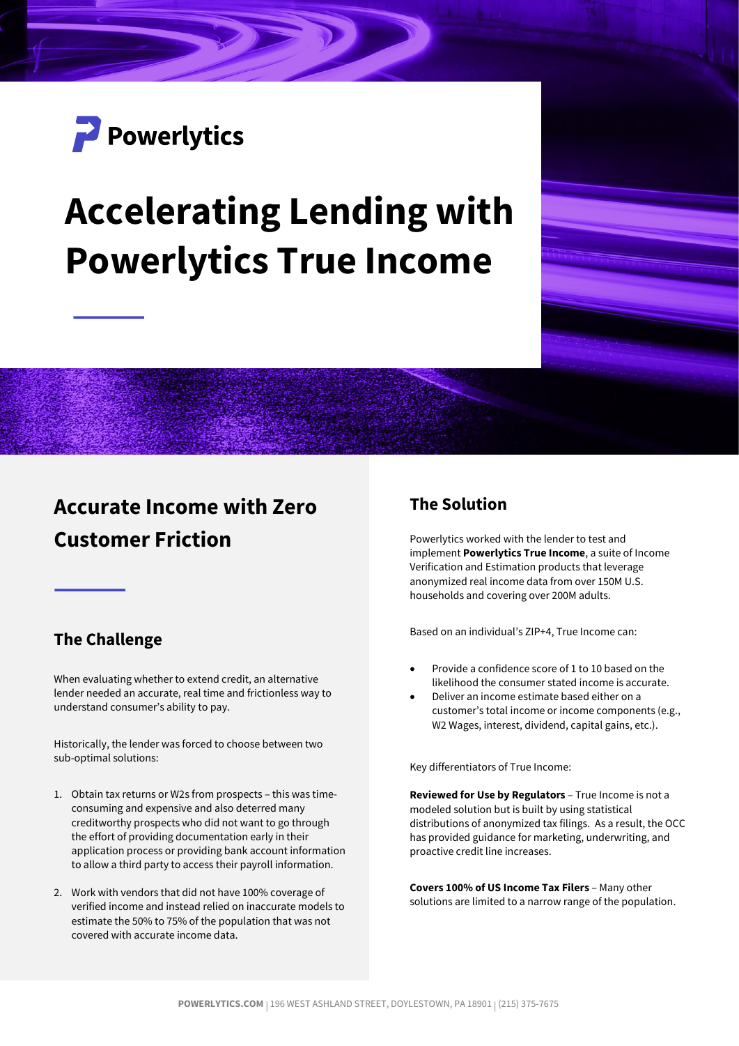Powerlytics

# Accelerating Lending with Powerlytics True Income

## Accurate Income with Zero Customer Friction

### The Challenge

When evaluating whether to extend credit, an alternative lender needed an accurate, real time and frictionless way to understand consumer's ability to pay.

Historically, the lender was forced to choose between two sub-optimal solutions:

1. Obtain tax returns or W2s from prospects – this was time-consuming and expensive and also deterred many creditworthy prospects who did not want to go through the effort of providing documentation early in their application process or providing bank account information to allow a third party to access their payroll information.
2. Work with vendors that did not have 100% coverage of verified income and instead relied on inaccurate models to estimate the 50% to 75% of the population that was not covered with accurate income data.

### The Solution

Powerlytics worked with the lender to test and implement **Powerlytics True Income**, a suite of Income Verification and Estimation products that leverage anonymized real income data from over 150M U.S. households and covering over 200M adults.

Based on an individual's ZIP+4, True Income can:

- Provide a confidence score of 1 to 10 based on the likelihood the consumer stated income is accurate.
- Deliver an income estimate based either on a customer's total income or income components (e.g., W2 Wages, interest, dividend, capital gains, etc.).

Key differentiators of True Income:

**Reviewed for Use by Regulators** – True Income is not a modeled solution but is built by using statistical distributions of anonymized tax filings. As a result, the OCC has provided guidance for marketing, underwriting, and proactive credit line increases.

**Covers 100% of US Income Tax Filers** – Many other solutions are limited to a narrow range of the population.

**POWERLYTICS.COM** | 196 WEST ASHLAND STREET, DOYLESTOWN, PA 18901 | (215) 375-7675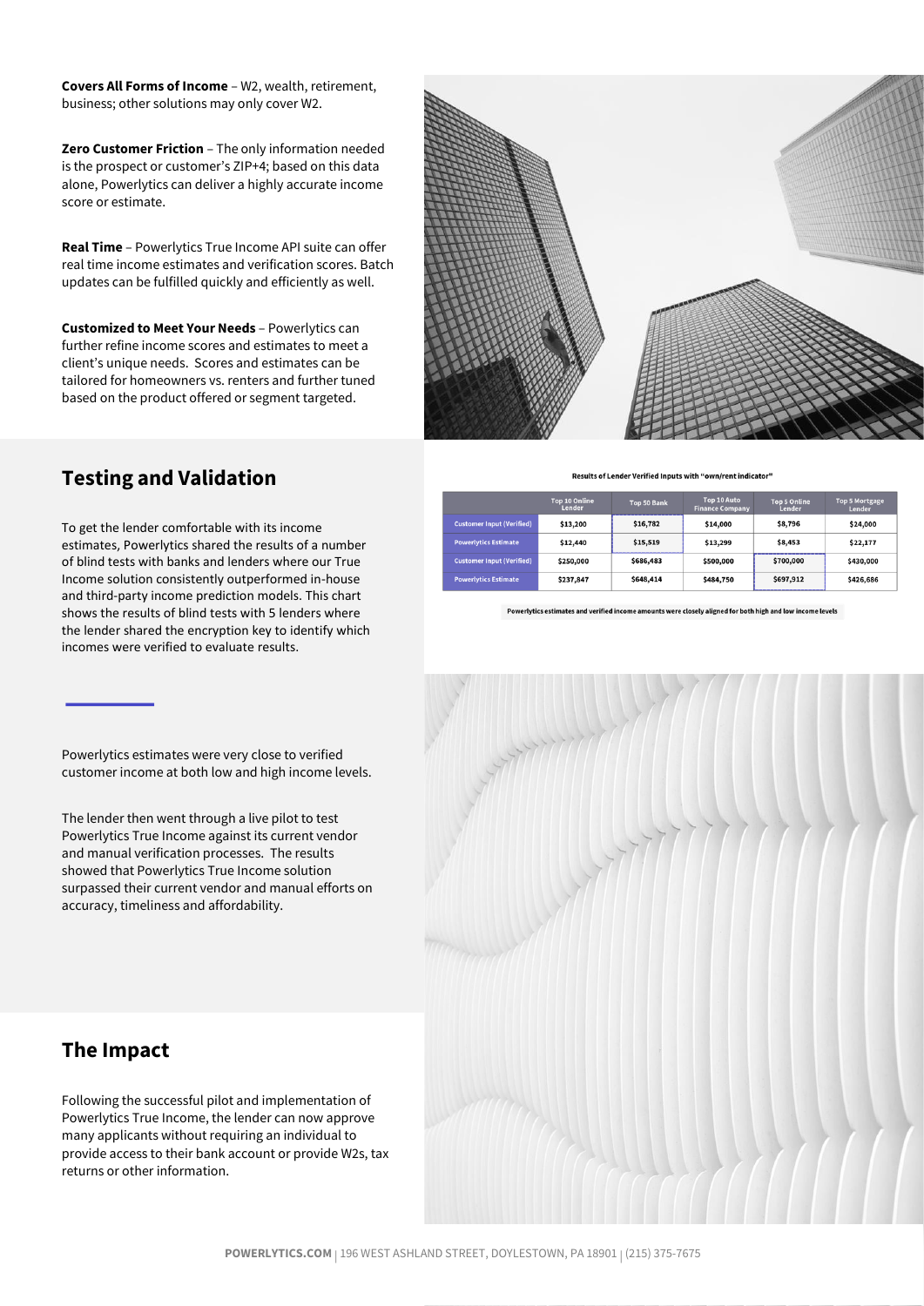**Covers All Forms of Income** – W2, wealth, retirement, business; other solutions may only cover W2.

**Zero Customer Friction** – The only information needed is the prospect or customer's ZIP+4; based on this data alone, Powerlytics can deliver a highly accurate income score or estimate.

**Real Time** – Powerlytics True Income API suite can offer real time income estimates and verification scores. Batch updates can be fulfilled quickly and efficiently as well.

**Customized to Meet Your Needs** – Powerlytics can further refine income scores and estimates to meet a client's unique needs. Scores and estimates can be tailored for homeowners vs. renters and further tuned based on the product offered or segment targeted.

## Testing and Validation

To get the lender comfortable with its income estimates, Powerlytics shared the results of a number of blind tests with banks and lenders where our True Income solution consistently outperformed in-house and third-party income prediction models. This chart shows the results of blind tests with 5 lenders where the lender shared the encryption key to identify which incomes were verified to evaluate results.

**Results of Lender Verified Inputs with "own/rent indicator"**

| | Top 10 Online Lender | Top 50 Bank | Top 10 Auto Finance Company | Top 5 Online Lender | Top 5 Mortgage Lender |
|---|---|---|---|---|---|
| Customer Input (Verified) | $13,200 | $16,782 | $14,000 | $8,796 | $24,000 |
| Powerlytics Estimate | $12,440 | $15,519 | $13,299 | $8,453 | $22,177 |
| Customer Input (Verified) | $250,000 | $686,483 | $500,000 | $700,000 | $430,000 |
| Powerlytics Estimate | $237,847 | $648,414 | $484,750 | $697,912 | $426,686 |

Powerlytics estimates and verified income amounts were closely aligned for both high and low income levels

Powerlytics estimates were very close to verified customer income at both low and high income levels.

The lender then went through a live pilot to test Powerlytics True Income against its current vendor and manual verification processes. The results showed that Powerlytics True Income solution surpassed their current vendor and manual efforts on accuracy, timeliness and affordability.

## The Impact

Following the successful pilot and implementation of Powerlytics True Income, the lender can now approve many applicants without requiring an individual to provide access to their bank account or provide W2s, tax returns or other information.

**POWERLYTICS.COM** | 196 WEST ASHLAND STREET, DOYLESTOWN, PA 18901 | (215) 375-7675